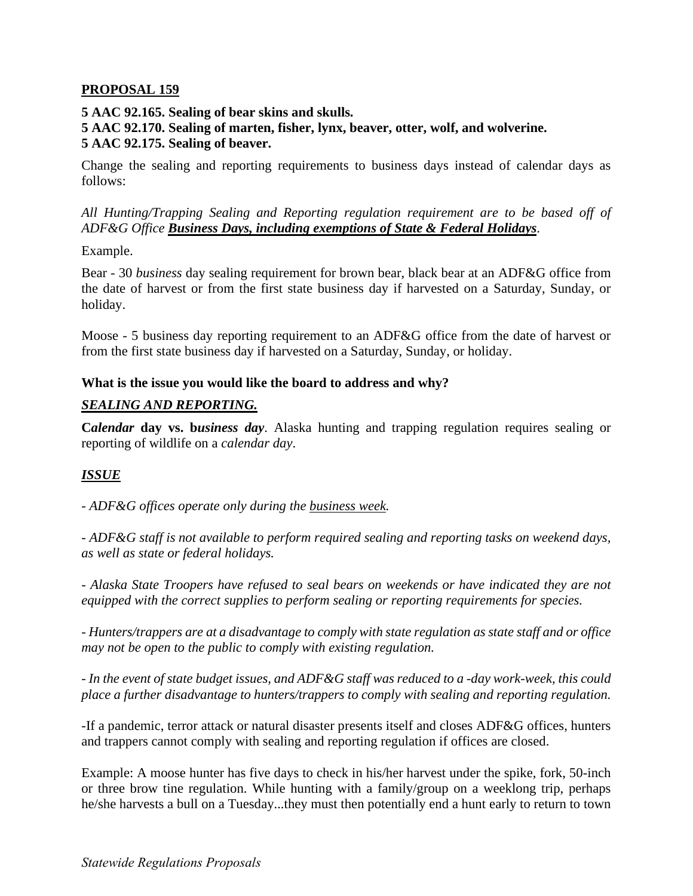**PROPOSAL 159**

**5 AAC 92.165. Sealing of bear skins and skulls.**
**5 AAC 92.170. Sealing of marten, fisher, lynx, beaver, otter, wolf, and wolverine.**
**5 AAC 92.175. Sealing of beaver.**

Change the sealing and reporting requirements to business days instead of calendar days as follows:

*All Hunting/Trapping Sealing and Reporting regulation requirement are to be based off of ADF&G Office* ***Business Days, including exemptions of State & Federal Holidays****.*

Example.

Bear - 30 *business* day sealing requirement for brown bear, black bear at an ADF&G office from the date of harvest or from the first state business day if harvested on a Saturday, Sunday, or holiday.

Moose - 5 business day reporting requirement to an ADF&G office from the date of harvest or from the first state business day if harvested on a Saturday, Sunday, or holiday.

**What is the issue you would like the board to address and why?**

***SEALING AND REPORTING.***

**C*alendar* day vs. b*usiness day***. Alaska hunting and trapping regulation requires sealing or reporting of wildlife on a *calendar day*.

***ISSUE***

*- ADF&G offices operate only during the business week.*

*- ADF&G staff is not available to perform required sealing and reporting tasks on weekend days, as well as state or federal holidays.*

*- Alaska State Troopers have refused to seal bears on weekends or have indicated they are not equipped with the correct supplies to perform sealing or reporting requirements for species.*

*- Hunters/trappers are at a disadvantage to comply with state regulation as state staff and or office may not be open to the public to comply with existing regulation.*

*- In the event of state budget issues, and ADF&G staff was reduced to a -day work-week, this could place a further disadvantage to hunters/trappers to comply with sealing and reporting regulation.*

-If a pandemic, terror attack or natural disaster presents itself and closes ADF&G offices, hunters and trappers cannot comply with sealing and reporting regulation if offices are closed.

Example: A moose hunter has five days to check in his/her harvest under the spike, fork, 50-inch or three brow tine regulation. While hunting with a family/group on a weeklong trip, perhaps he/she harvests a bull on a Tuesday...they must then potentially end a hunt early to return to town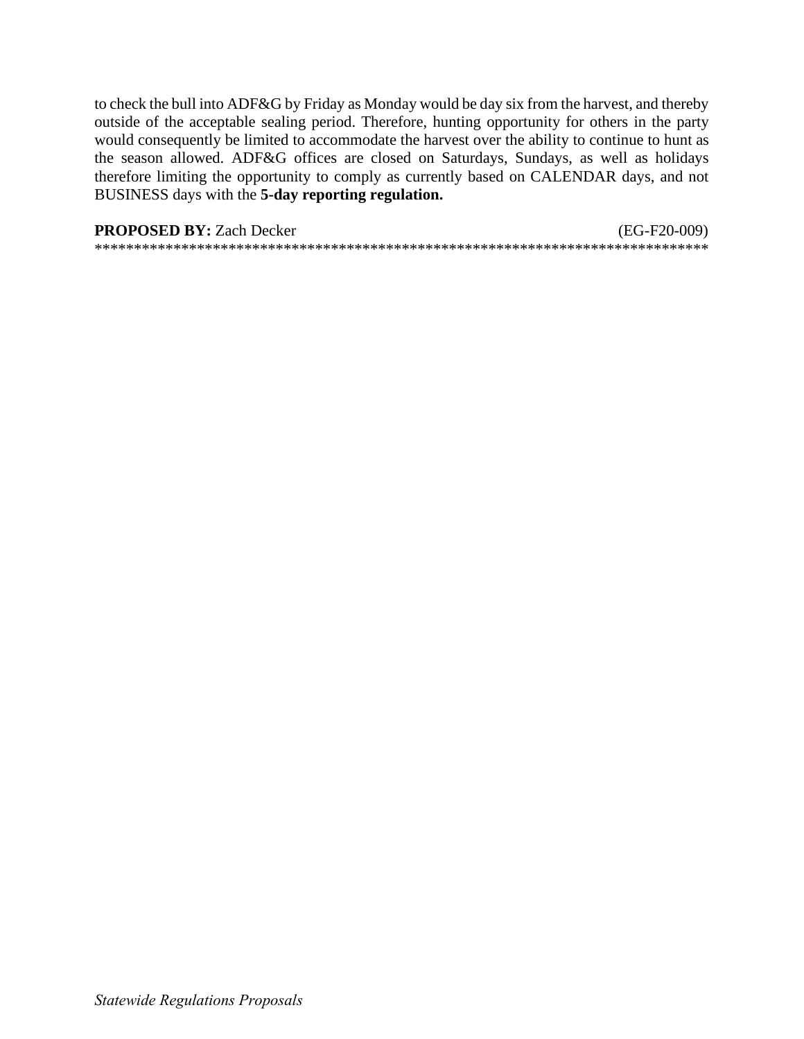to check the bull into ADF&G by Friday as Monday would be day six from the harvest, and thereby outside of the acceptable sealing period. Therefore, hunting opportunity for others in the party would consequently be limited to accommodate the harvest over the ability to continue to hunt as the season allowed. ADF&G offices are closed on Saturdays, Sundays, as well as holidays therefore limiting the opportunity to comply as currently based on CALENDAR days, and not BUSINESS days with the **5-day reporting regulation.**

**PROPOSED BY:** Zach Decker (EG-F20-009)

******************************************************************************